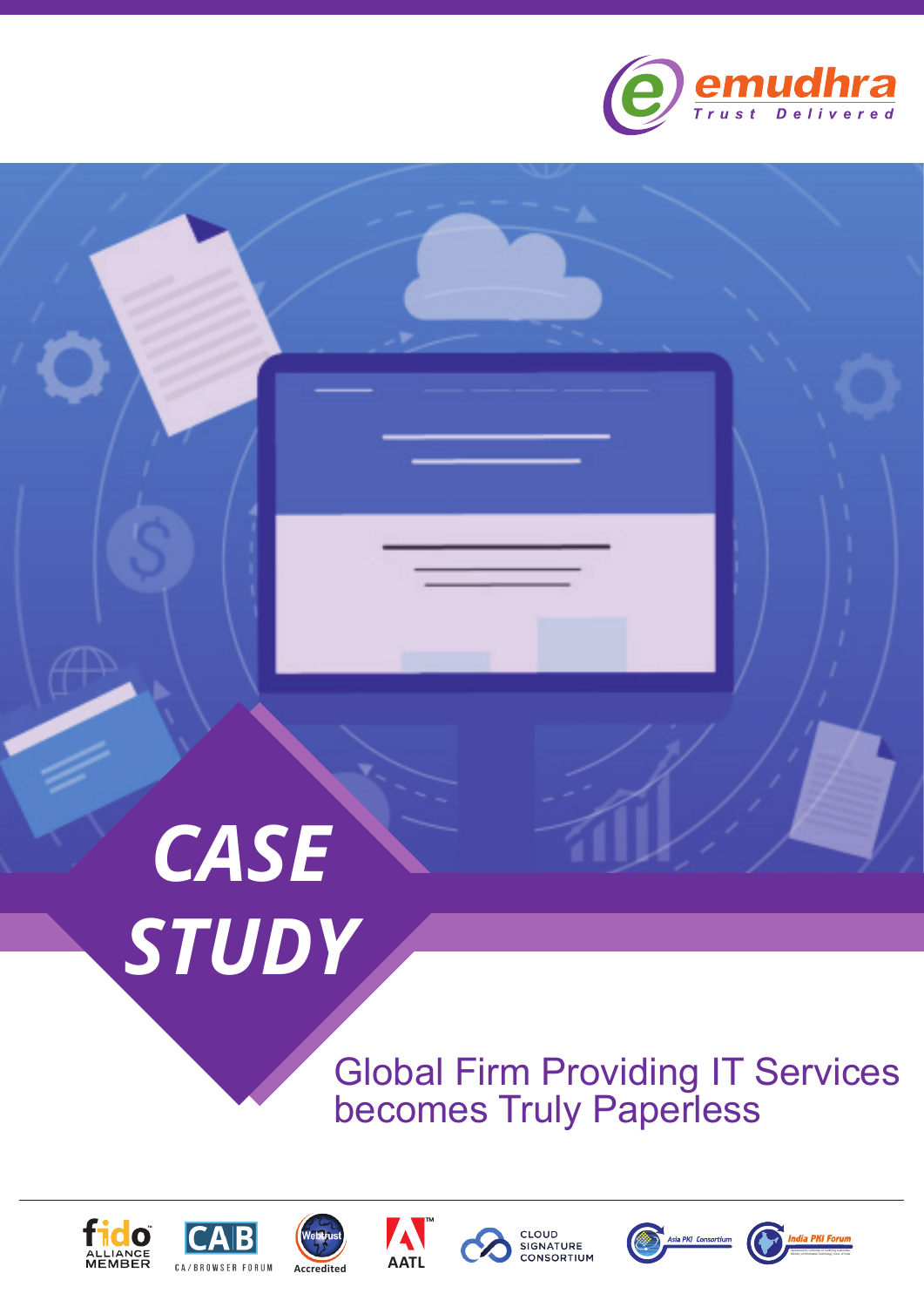emudhra

Trust Delivered

# CASE STUDY

## Global Firm Providing IT Services becomes Truly Paperless

fido ALLIANCE MEMBER | CAB CA/BROWSER FORUM | Webtrust Accredited | AATL | CLOUD SIGNATURE CONSORTIUM | Asia PKI Consortium | India PKI Forum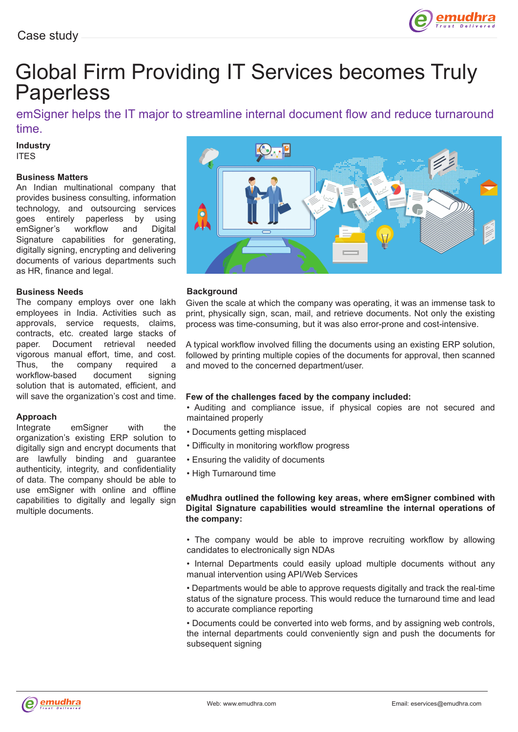Case study

# Global Firm Providing IT Services becomes Truly Paperless

emSigner helps the IT major to streamline internal document flow and reduce turnaround time.

**Industry**
ITES

**Business Matters**
An Indian multinational company that provides business consulting, information technology, and outsourcing services goes entirely paperless by using emSigner's workflow and Digital Signature capabilities for generating, digitally signing, encrypting and delivering documents of various departments such as HR, finance and legal.

**Business Needs**
The company employs over one lakh employees in India. Activities such as approvals, service requests, claims, contracts, etc. created large stacks of paper. Document retrieval needed vigorous manual effort, time, and cost. Thus, the company required a workflow-based document signing solution that is automated, efficient, and will save the organization's cost and time.

**Approach**
Integrate emSigner with the organization's existing ERP solution to digitally sign and encrypt documents that are lawfully binding and guarantee authenticity, integrity, and confidentiality of data. The company should be able to use emSigner with online and offline capabilities to digitally and legally sign multiple documents.

**Background**
Given the scale at which the company was operating, it was an immense task to print, physically sign, scan, mail, and retrieve documents. Not only the existing process was time-consuming, but it was also error-prone and cost-intensive.

A typical workflow involved filling the documents using an existing ERP solution, followed by printing multiple copies of the documents for approval, then scanned and moved to the concerned department/user.

**Few of the challenges faced by the company included:**

- Auditing and compliance issue, if physical copies are not secured and maintained properly
- Documents getting misplaced
- Difficulty in monitoring workflow progress
- Ensuring the validity of documents
- High Turnaround time

**eMudhra outlined the following key areas, where emSigner combined with Digital Signature capabilities would streamline the internal operations of the company:**

- The company would be able to improve recruiting workflow by allowing candidates to electronically sign NDAs
- Internal Departments could easily upload multiple documents without any manual intervention using API/Web Services
- Departments would be able to approve requests digitally and track the real-time status of the signature process. This would reduce the turnaround time and lead to accurate compliance reporting
- Documents could be converted into web forms, and by assigning web controls, the internal departments could conveniently sign and push the documents for subsequent signing

Web: www.emudhra.com

Email: eservices@emudhra.com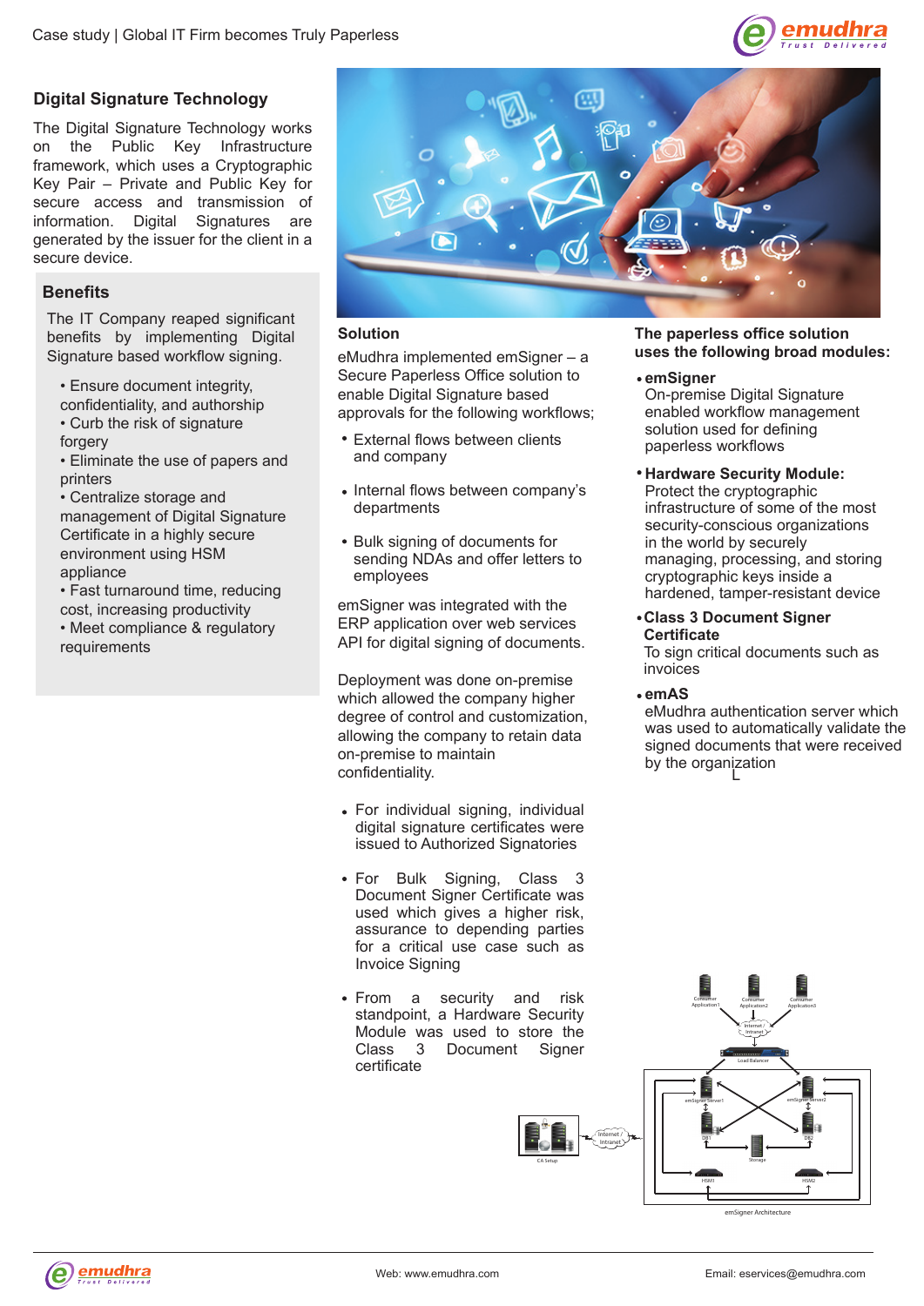## Digital Signature Technology

The Digital Signature Technology works on the Public Key Infrastructure framework, which uses a Cryptographic Key Pair – Private and Public Key for secure access and transmission of information. Digital Signatures are generated by the issuer for the client in a secure device.

## Benefits

The IT Company reaped significant benefits by implementing Digital Signature based workflow signing.

- Ensure document integrity, confidentiality, and authorship
- Curb the risk of signature forgery
- Eliminate the use of papers and printers
- Centralize storage and management of Digital Signature Certificate in a highly secure environment using HSM appliance
- Fast turnaround time, reducing cost, increasing productivity
- Meet compliance & regulatory requirements

## Solution

eMudhra implemented emSigner – a Secure Paperless Office solution to enable Digital Signature based approvals for the following workflows;

- External flows between clients and company
- Internal flows between company's departments
- Bulk signing of documents for sending NDAs and offer letters to employees

emSigner was integrated with the ERP application over web services API for digital signing of documents.

Deployment was done on-premise which allowed the company higher degree of control and customization, allowing the company to retain data on-premise to maintain confidentiality.

- For individual signing, individual digital signature certificates were issued to Authorized Signatories
- For Bulk Signing, Class 3 Document Signer Certificate was used which gives a higher risk, assurance to depending parties for a critical use case such as Invoice Signing
- From a security and risk standpoint, a Hardware Security Module was used to store the Class 3 Document Signer certificate

## The paperless office solution uses the following broad modules:

- **emSigner**
  On-premise Digital Signature enabled workflow management solution used for defining paperless workflows
- **Hardware Security Module:**
  Protect the cryptographic infrastructure of some of the most security-conscious organizations in the world by securely managing, processing, and storing cryptographic keys inside a hardened, tamper-resistant device
- **Class 3 Document Signer Certificate**
  To sign critical documents such as invoices
- **emAS**
  eMudhra authentication server which was used to automatically validate the signed documents that were received by the organization

emSigner Architecture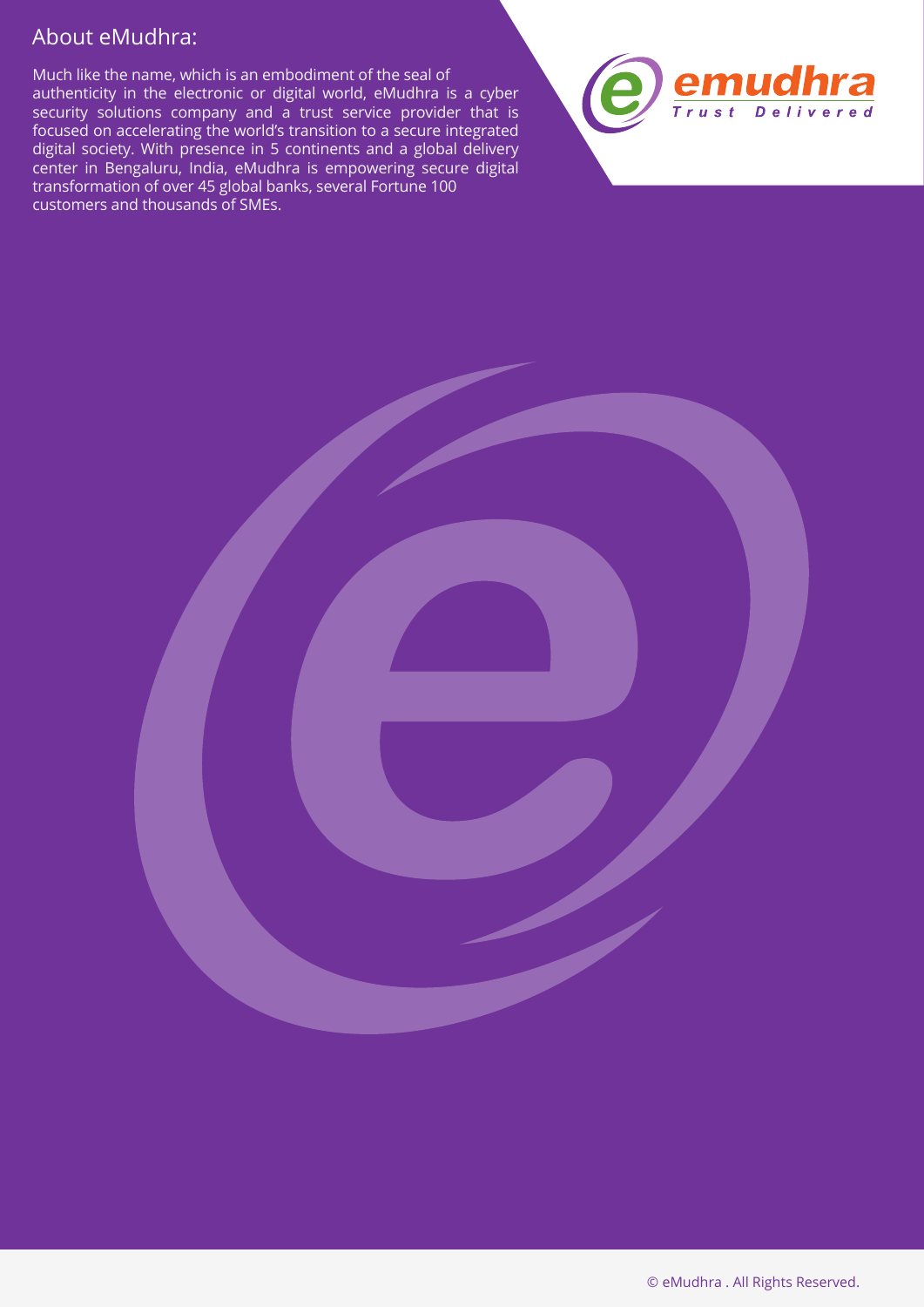## About eMudhra:

Much like the name, which is an embodiment of the seal of authenticity in the electronic or digital world, eMudhra is a cyber security solutions company and a trust service provider that is focused on accelerating the world's transition to a secure integrated digital society. With presence in 5 continents and a global delivery center in Bengaluru, India, eMudhra is empowering secure digital transformation of over 45 global banks, several Fortune 100 customers and thousands of SMEs.

emudhra
Trust Delivered

© eMudhra . All Rights Reserved.